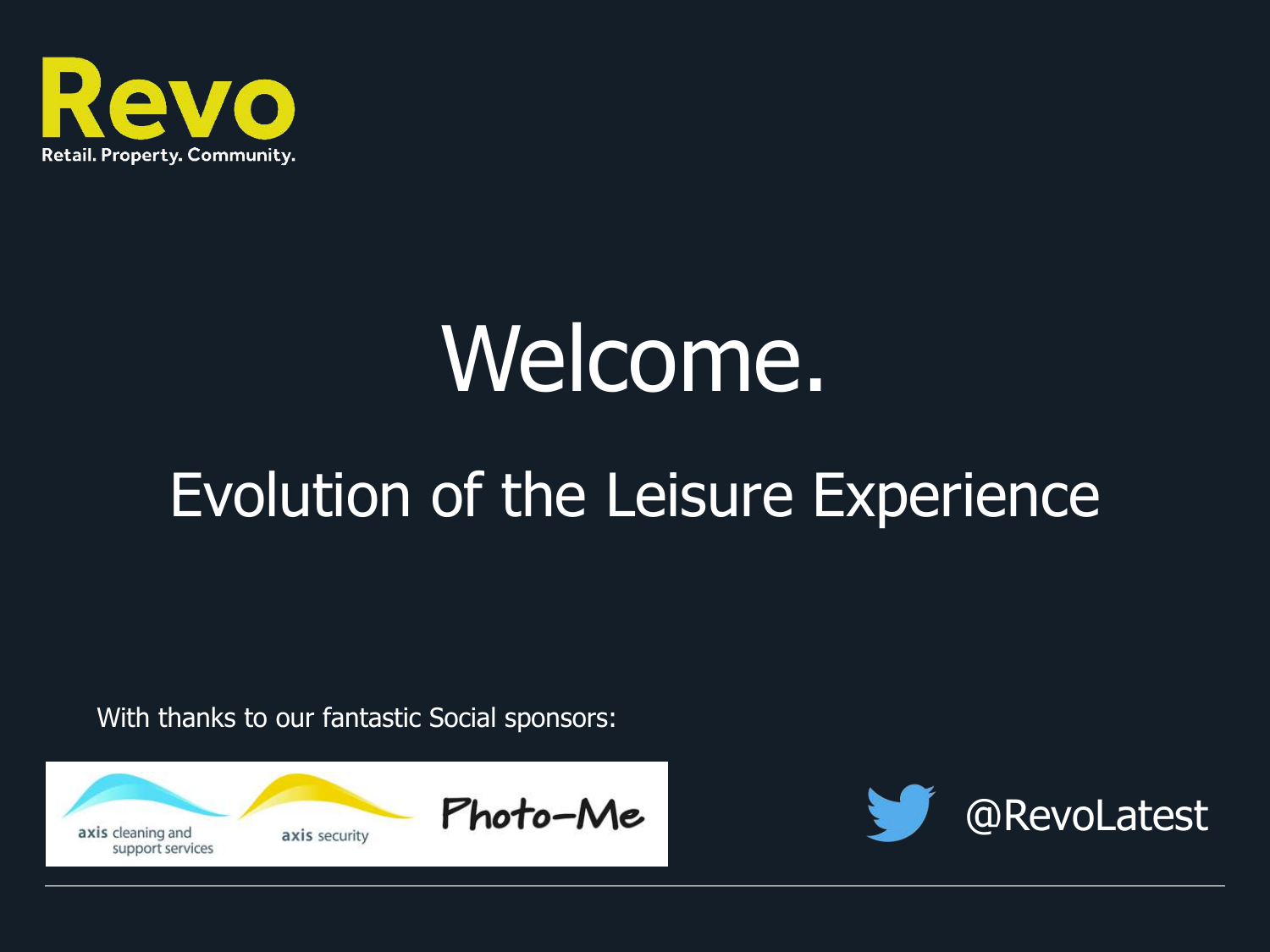Revo

Retail. Property. Community.

# Welcome.

## Evolution of the Leisure Experience

With thanks to our fantastic Social sponsors:

axis cleaning and support services

axis security

Photo-Me

@RevoLatest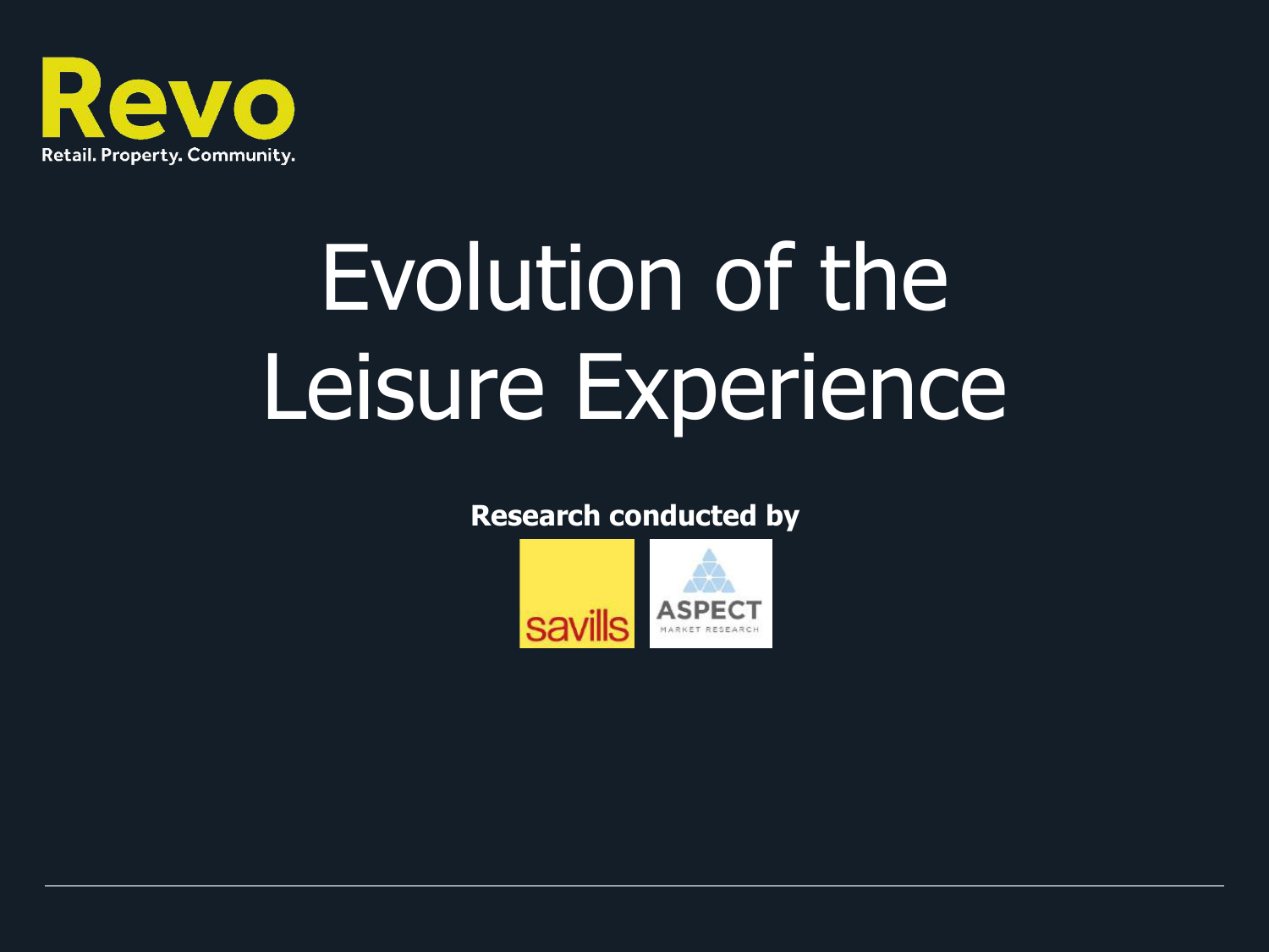Revo

Retail. Property. Community.

# Evolution of the Leisure Experience

**Research conducted by**

savills

ASPECT MARKET RESEARCH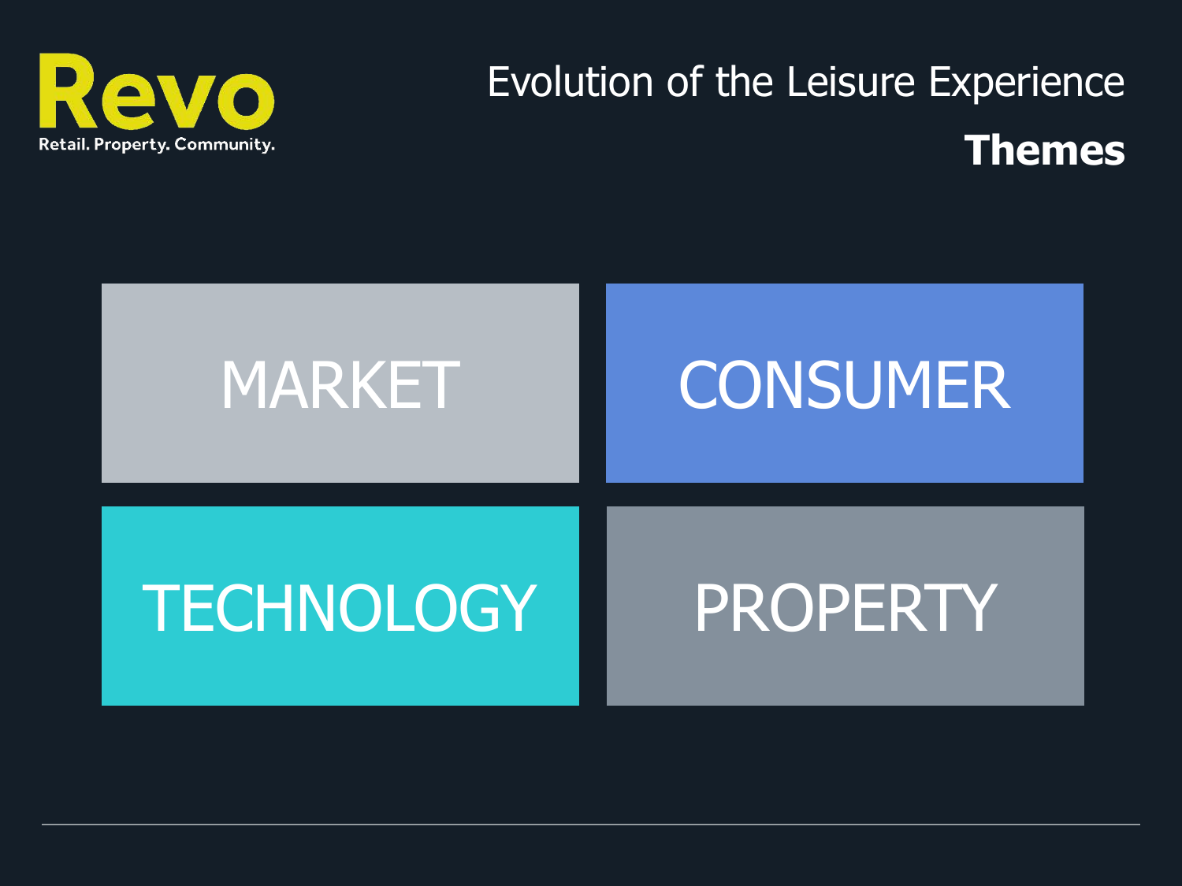# Evolution of the Leisure Experience

## Themes

- MARKET
- CONSUMER
- TECHNOLOGY
- PROPERTY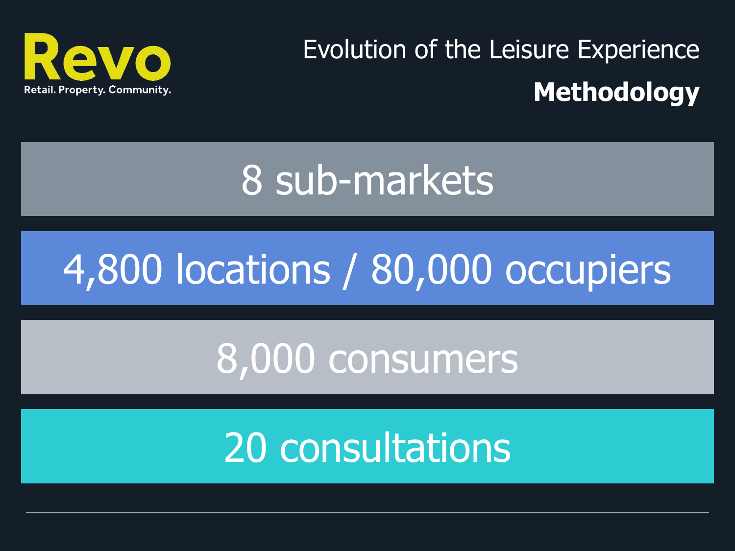Revo
Retail. Property. Community.

Evolution of the Leisure Experience

## Methodology

8 sub-markets

4,800 locations / 80,000 occupiers

8,000 consumers

20 consultations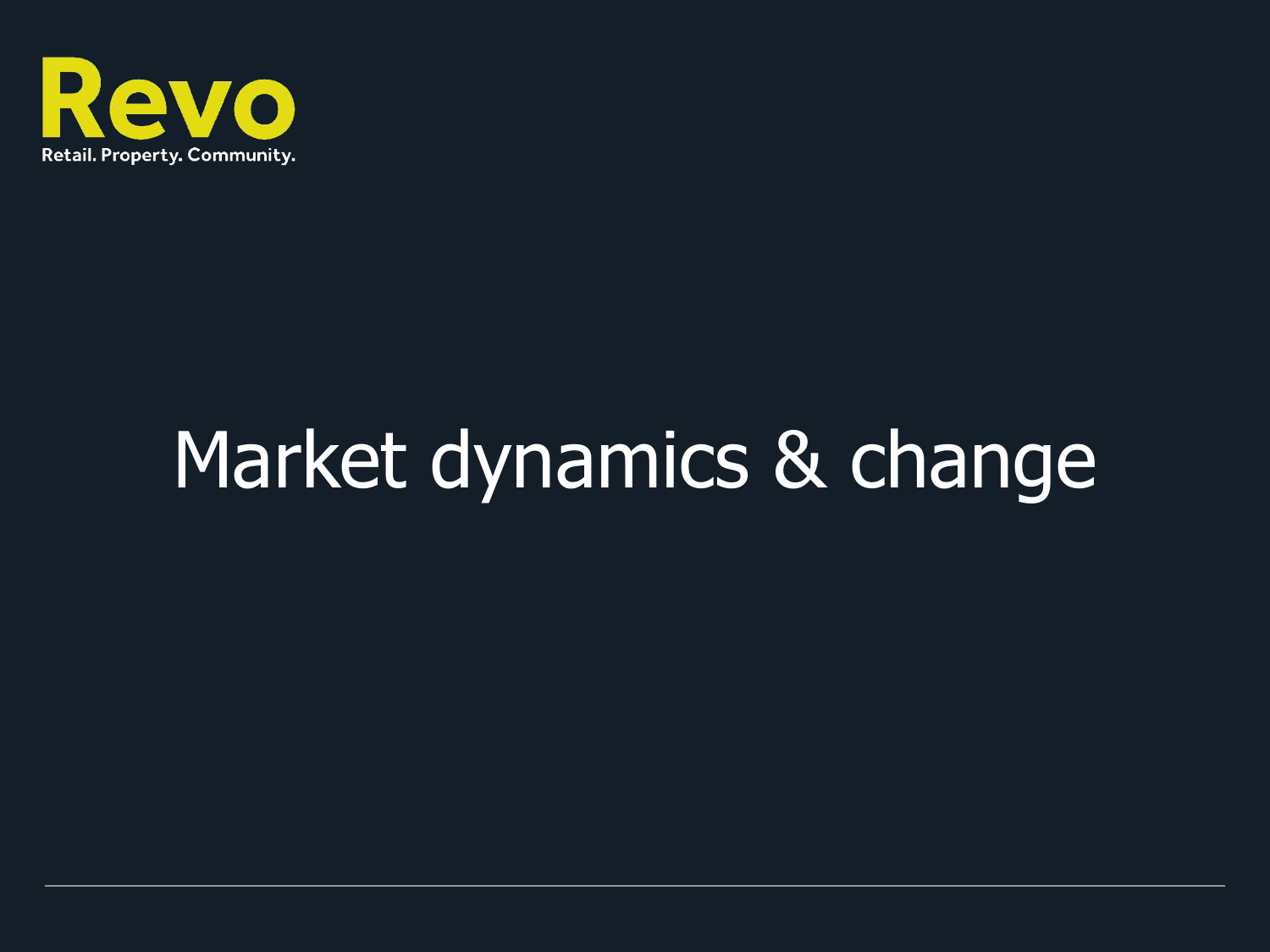# Market dynamics & change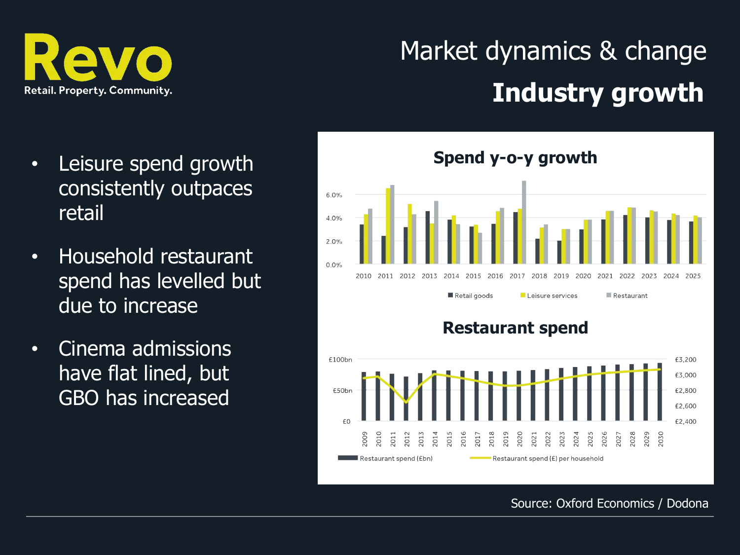Revo
Retail. Property. Community.

# Market dynamics & change

## Industry growth

- Leisure spend growth consistently outpaces retail
- Household restaurant spend has levelled but due to increase
- Cinema admissions have flat lined, but GBO has increased

### Spend y-o-y growth

Retail goods | Leisure services | Restaurant

### Restaurant spend

Restaurant spend (£bn) | Restaurant spend (£) per household

Source: Oxford Economics / Dodona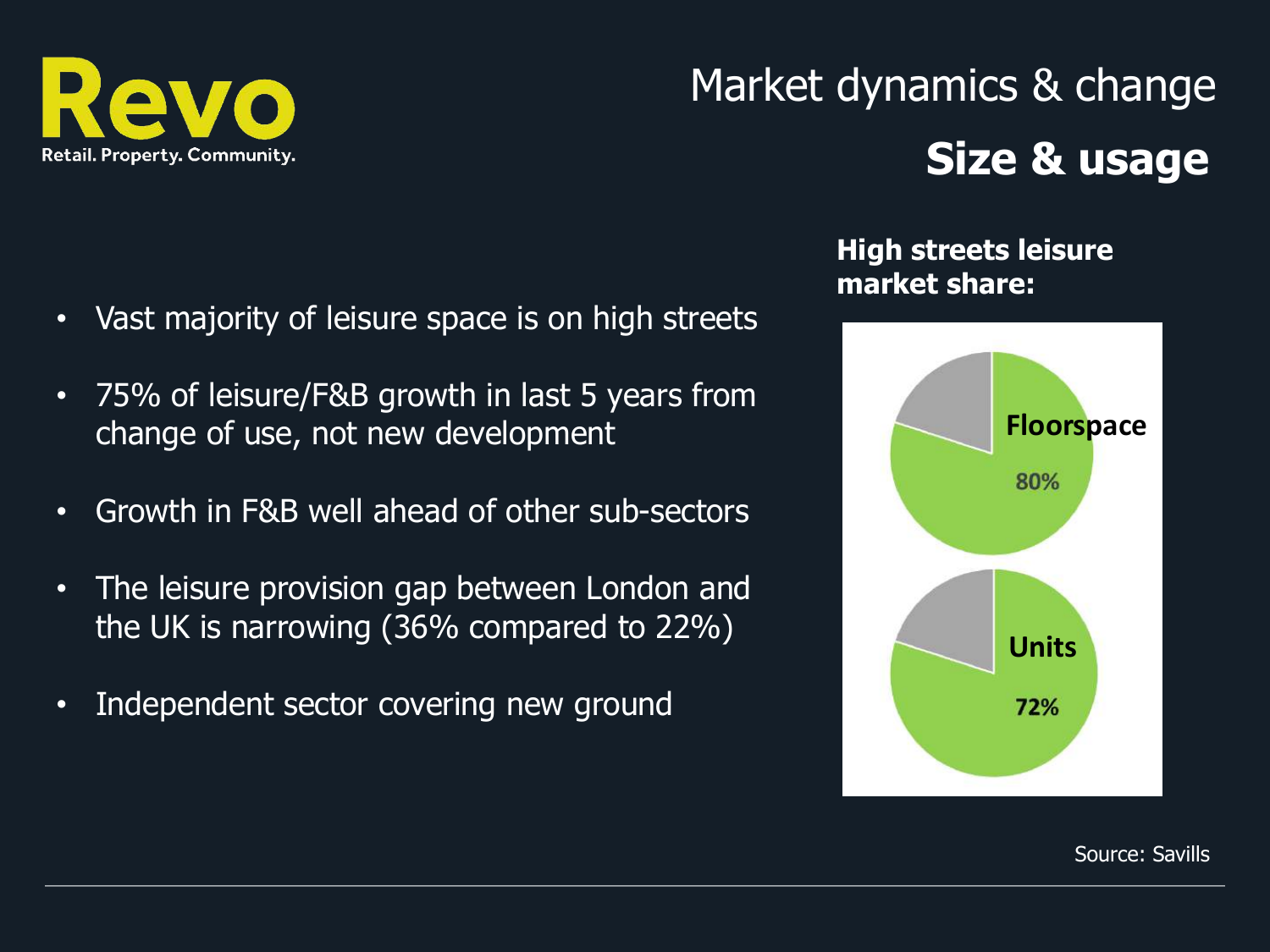# Market dynamics & change

## Size & usage

- Vast majority of leisure space is on high streets
- 75% of leisure/F&B growth in last 5 years from change of use, not new development
- Growth in F&B well ahead of other sub-sectors
- The leisure provision gap between London and the UK is narrowing (36% compared to 22%)
- Independent sector covering new ground

**High streets leisure market share:**

Floorspace 80%

Units 72%

Source: Savills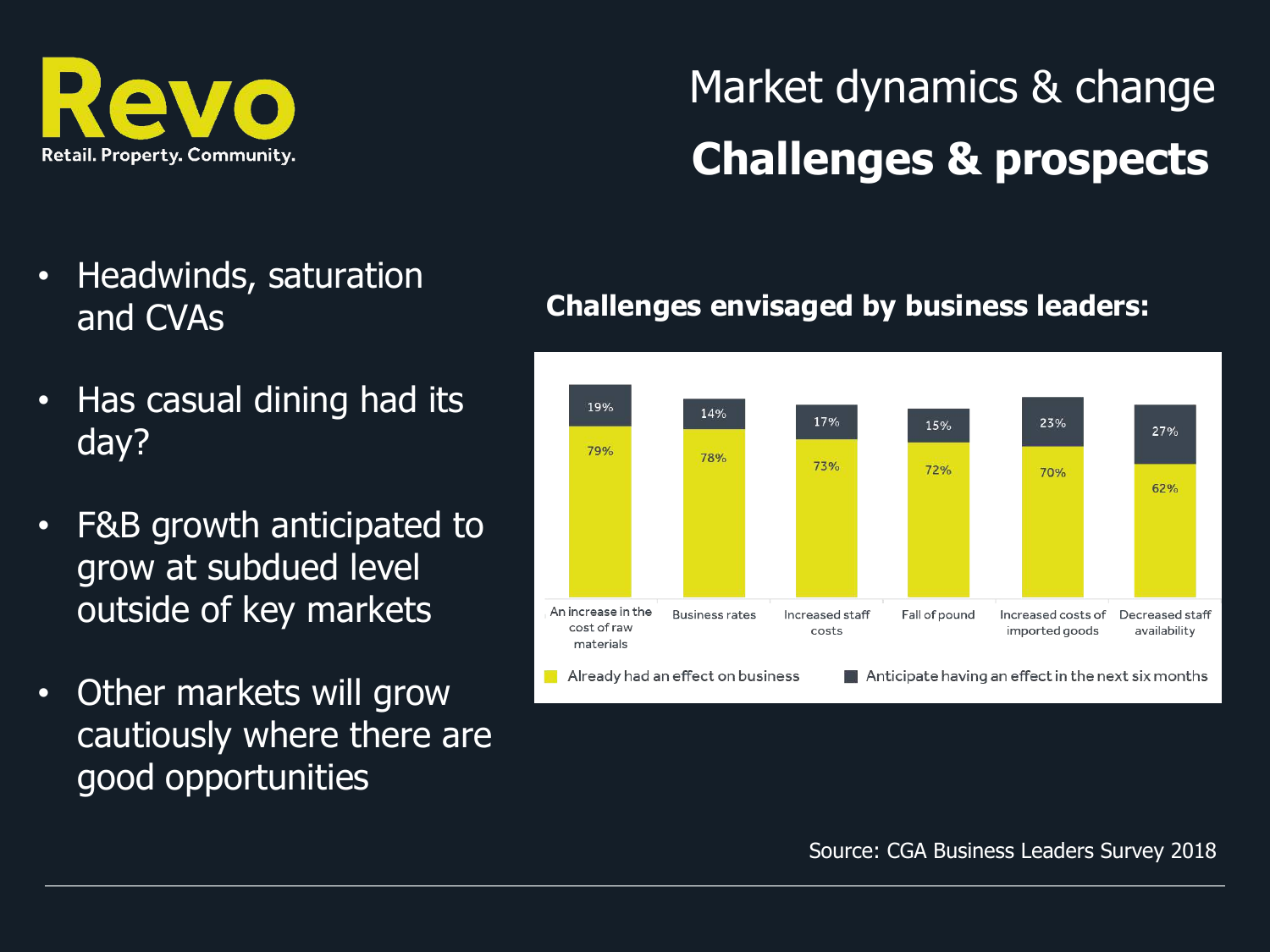Revo

Retail. Property. Community.

# Market dynamics & change

## Challenges & prospects

- Headwinds, saturation and CVAs
- Has casual dining had its day?
- F&B growth anticipated to grow at subdued level outside of key markets
- Other markets will grow cautiously where there are good opportunities

**Challenges envisaged by business leaders:**

| Challenge | Already had an effect on business | Anticipate having an effect in the next six months |
|---|---|---|
| An increase in the cost of raw materials | 79% | 19% |
| Business rates | 78% | 14% |
| Increased staff costs | 73% | 17% |
| Fall of pound | 72% | 15% |
| Increased costs of imported goods | 70% | 23% |
| Decreased staff availability | 62% | 27% |

Source: CGA Business Leaders Survey 2018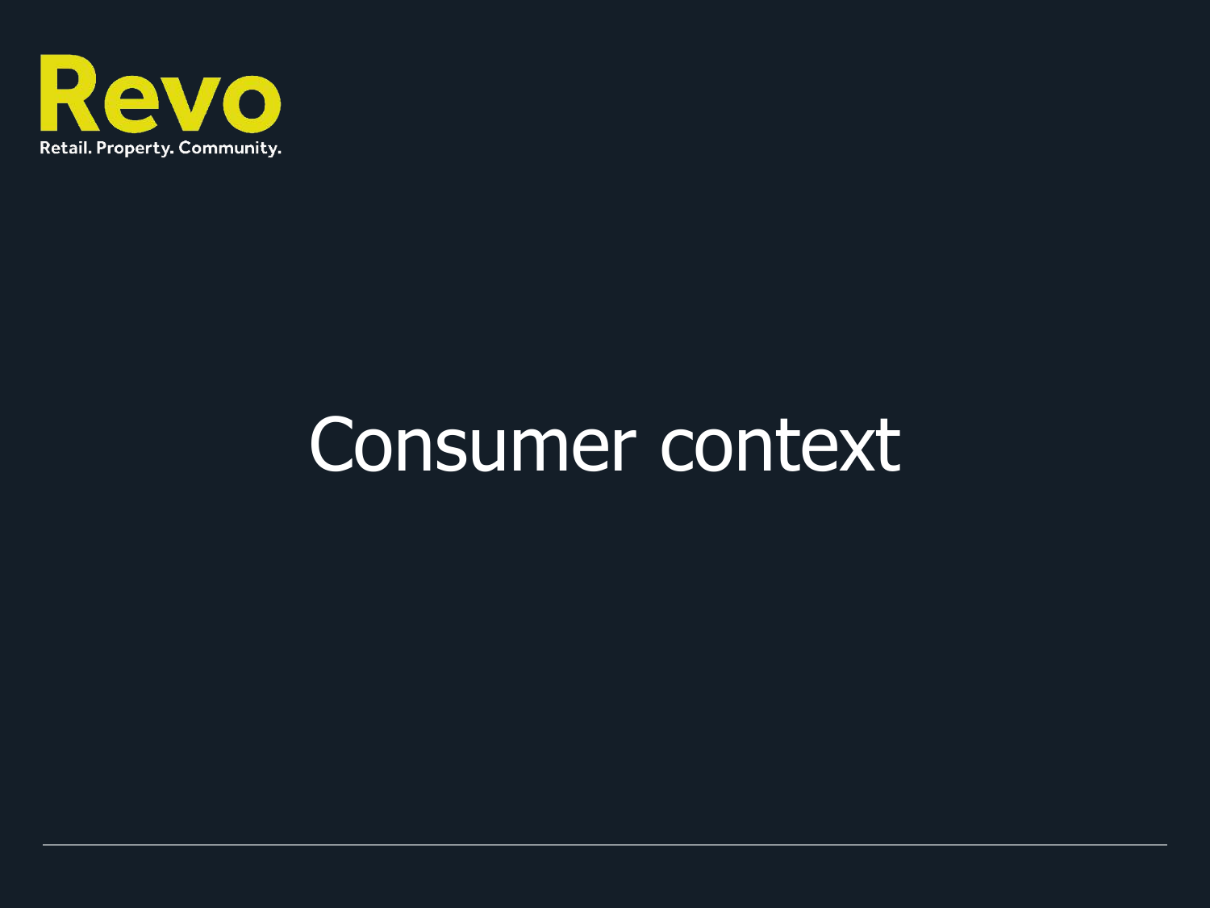Revo

Retail. Property. Community.

# Consumer context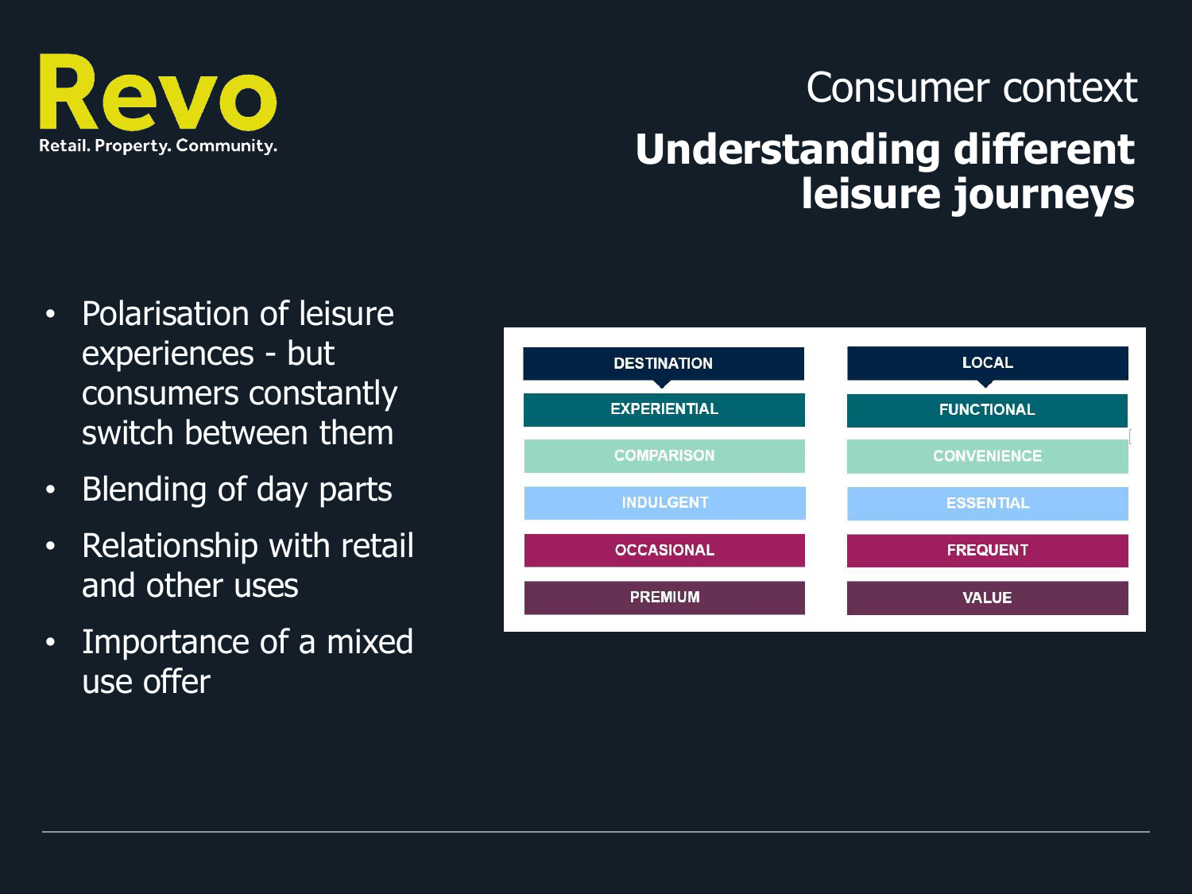Revo

Retail. Property. Community.

# Consumer context

## Understanding different leisure journeys

- Polarisation of leisure experiences - but consumers constantly switch between them
- Blending of day parts
- Relationship with retail and other uses
- Importance of a mixed use offer

| DESTINATION | LOCAL |
| --- | --- |
| EXPERIENTIAL | FUNCTIONAL |
| COMPARISON | CONVENIENCE |
| INDULGENT | ESSENTIAL |
| OCCASIONAL | FREQUENT |
| PREMIUM | VALUE |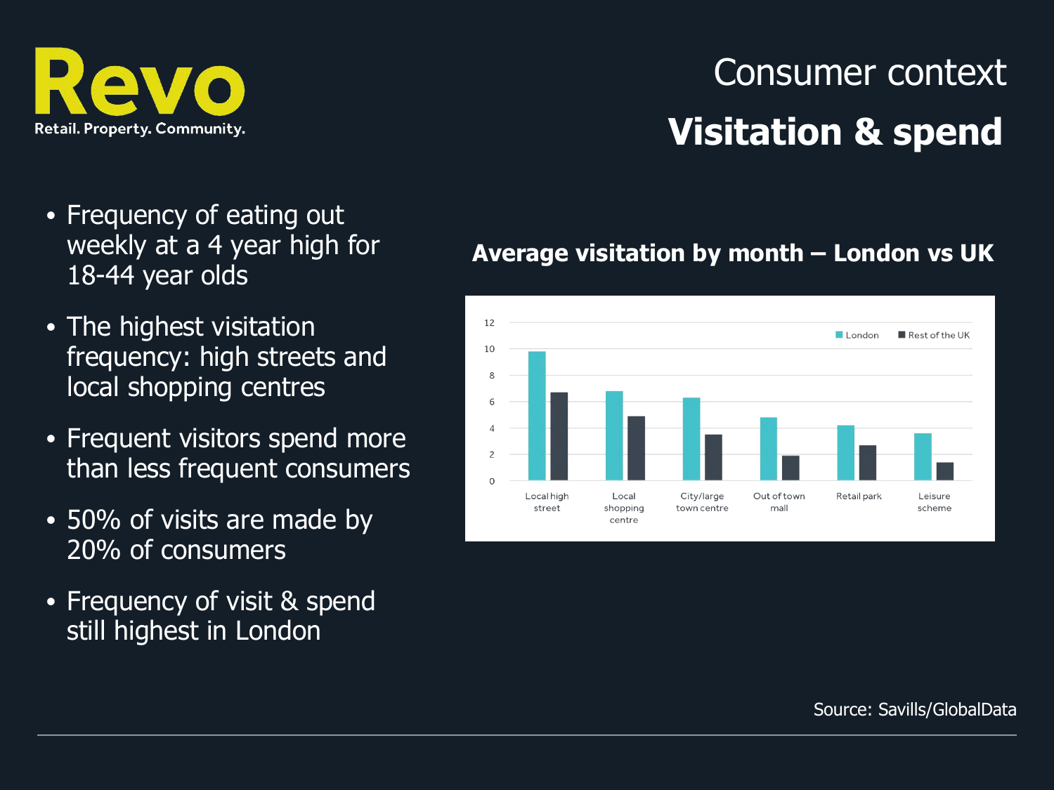Revo
Retail. Property. Community.

# Consumer context

## Visitation & spend

- Frequency of eating out weekly at a 4 year high for 18-44 year olds
- The highest visitation frequency: high streets and local shopping centres
- Frequent visitors spend more than less frequent consumers
- 50% of visits are made by 20% of consumers
- Frequency of visit & spend still highest in London

**Average visitation by month – London vs UK**

| | London | Rest of the UK |
|---|---|---|
| Local high street | 9.8 | 6.7 |
| Local shopping centre | 6.8 | 4.9 |
| City/large town centre | 6.3 | 3.5 |
| Out of town mall | 4.8 | 1.9 |
| Retail park | 4.2 | 2.7 |
| Leisure scheme | 3.6 | 1.4 |

Source: Savills/GlobalData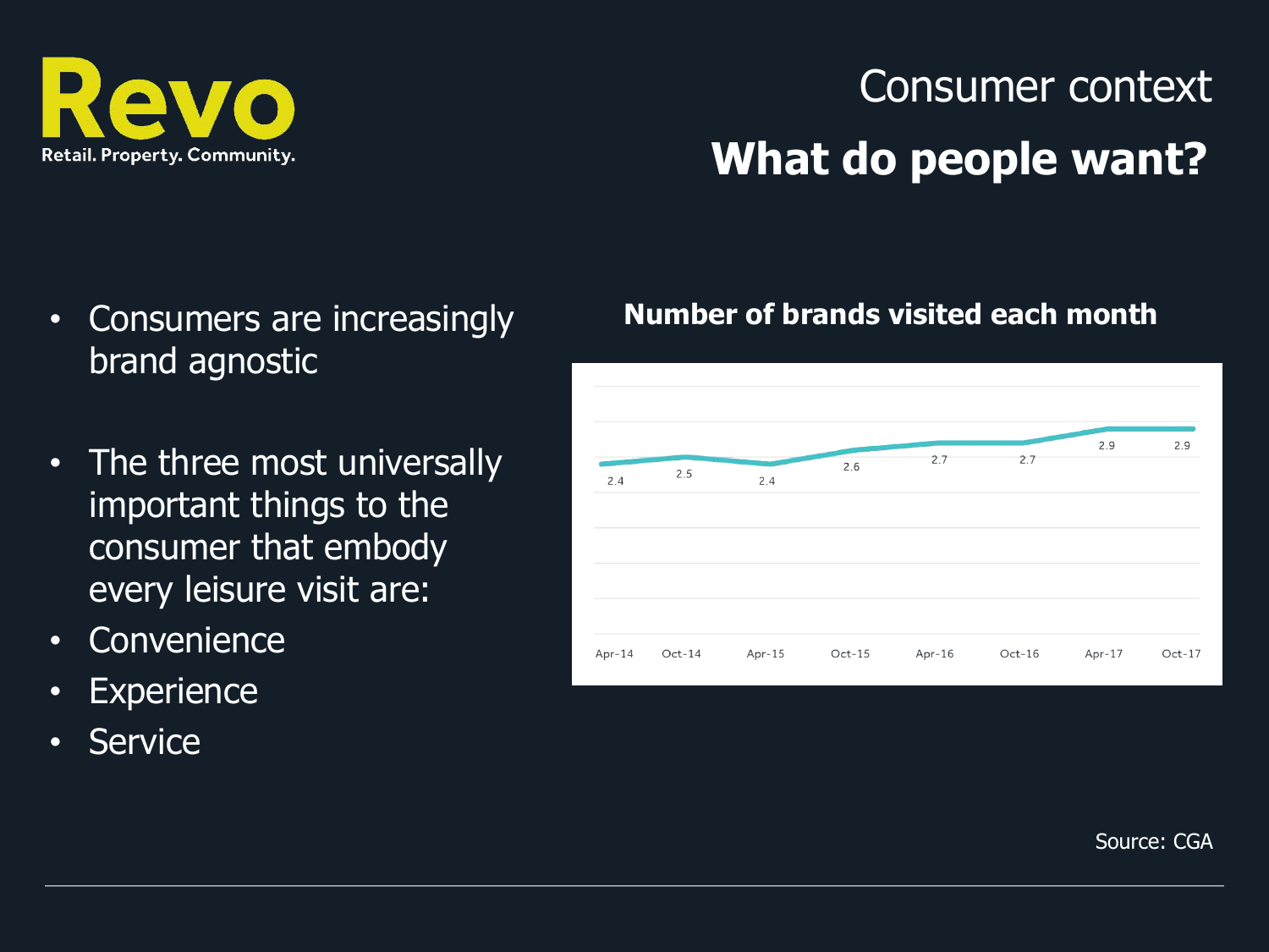Revo

Retail. Property. Community.

# Consumer context

## What do people want?

- Consumers are increasingly brand agnostic
- The three most universally important things to the consumer that embody every leisure visit are:
- Convenience
- Experience
- Service

**Number of brands visited each month**

| Apr-14 | Oct-14 | Apr-15 | Oct-15 | Apr-16 | Oct-16 | Apr-17 | Oct-17 |
|---|---|---|---|---|---|---|---|
| 2.4 | 2.5 | 2.4 | 2.6 | 2.7 | 2.7 | 2.9 | 2.9 |

Source: CGA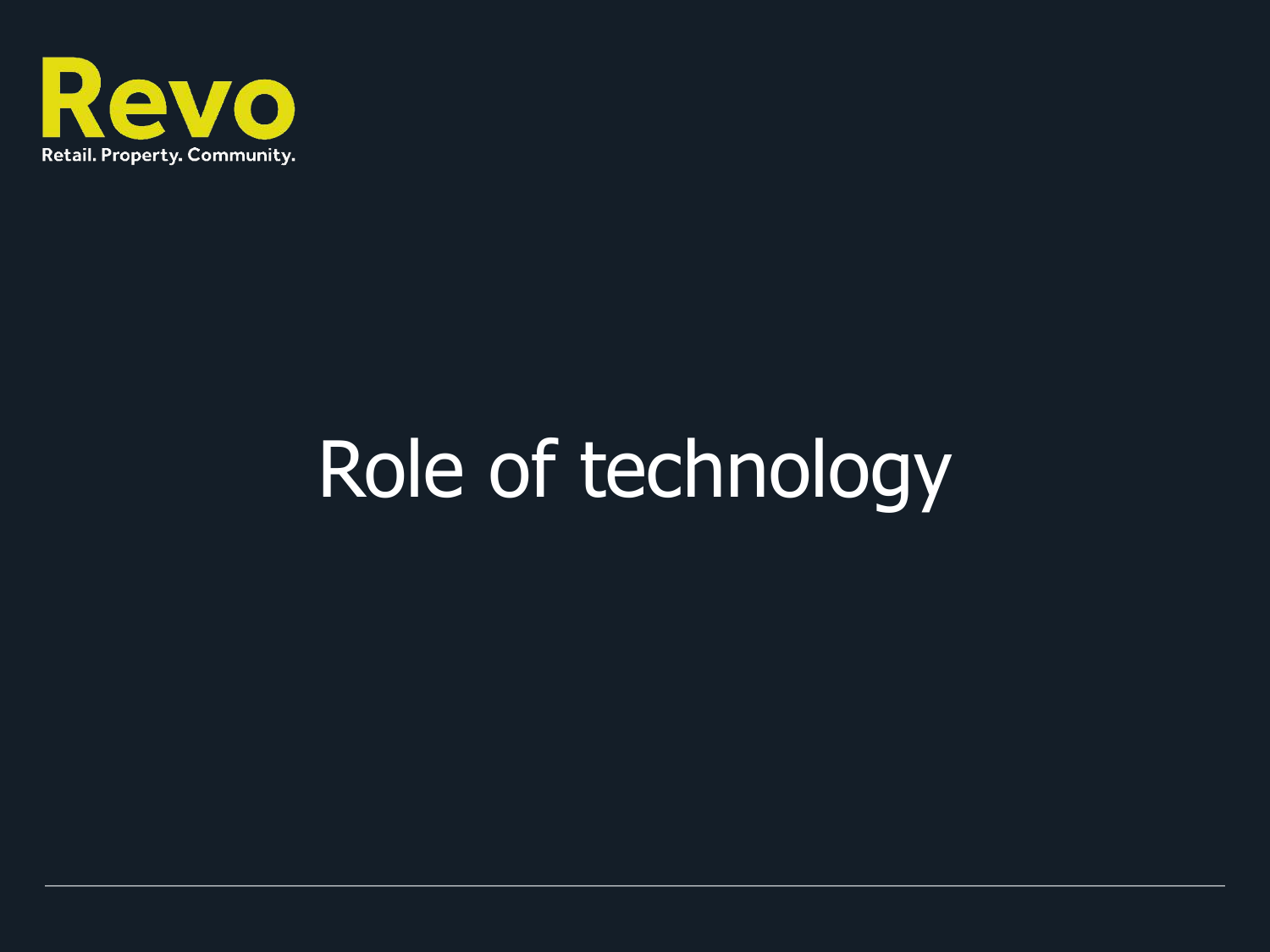Revo

Retail. Property. Community.

# Role of technology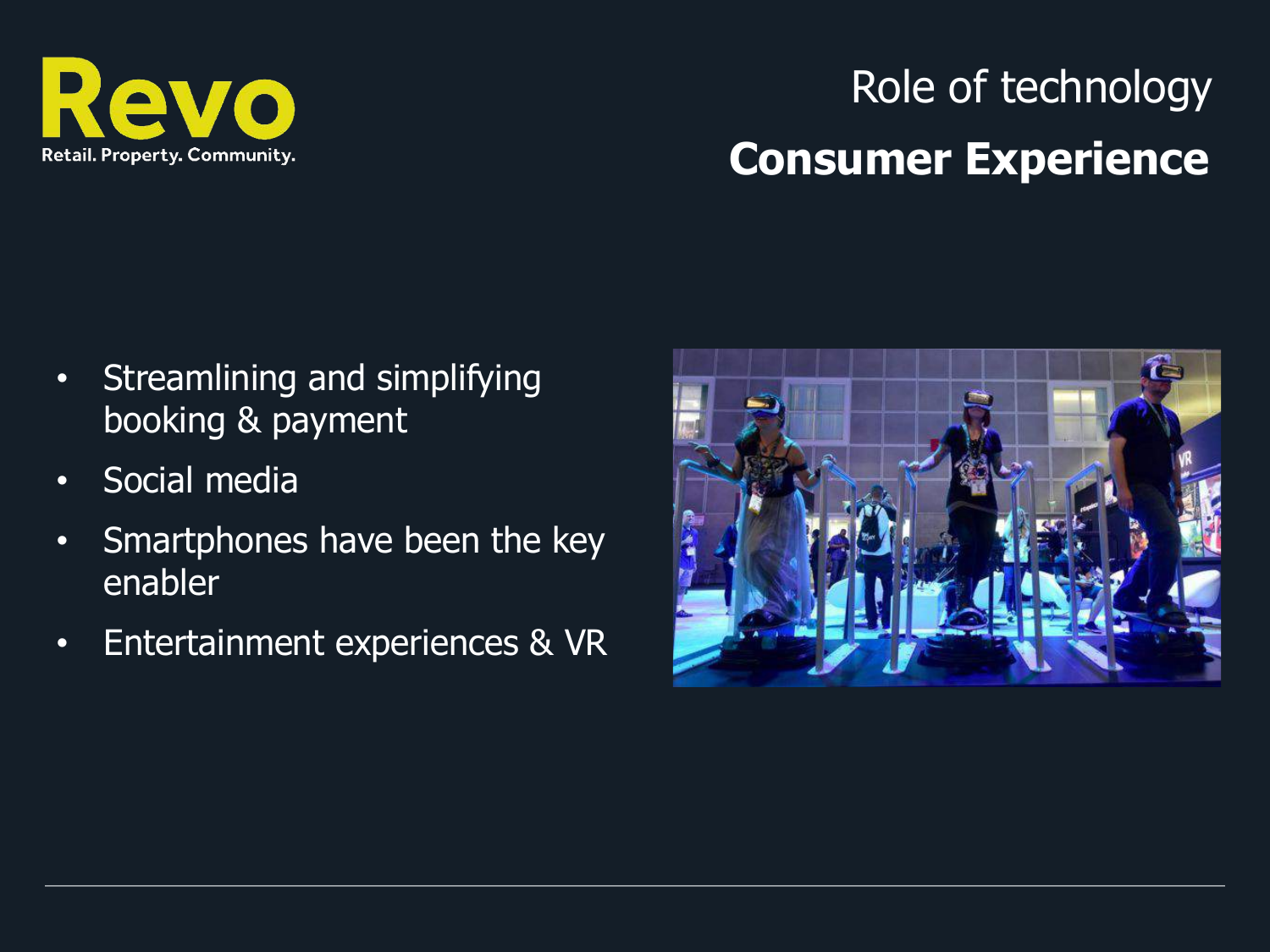Revo

Retail. Property. Community.

# Role of technology

## Consumer Experience

- Streamlining and simplifying booking & payment
- Social media
- Smartphones have been the key enabler
- Entertainment experiences & VR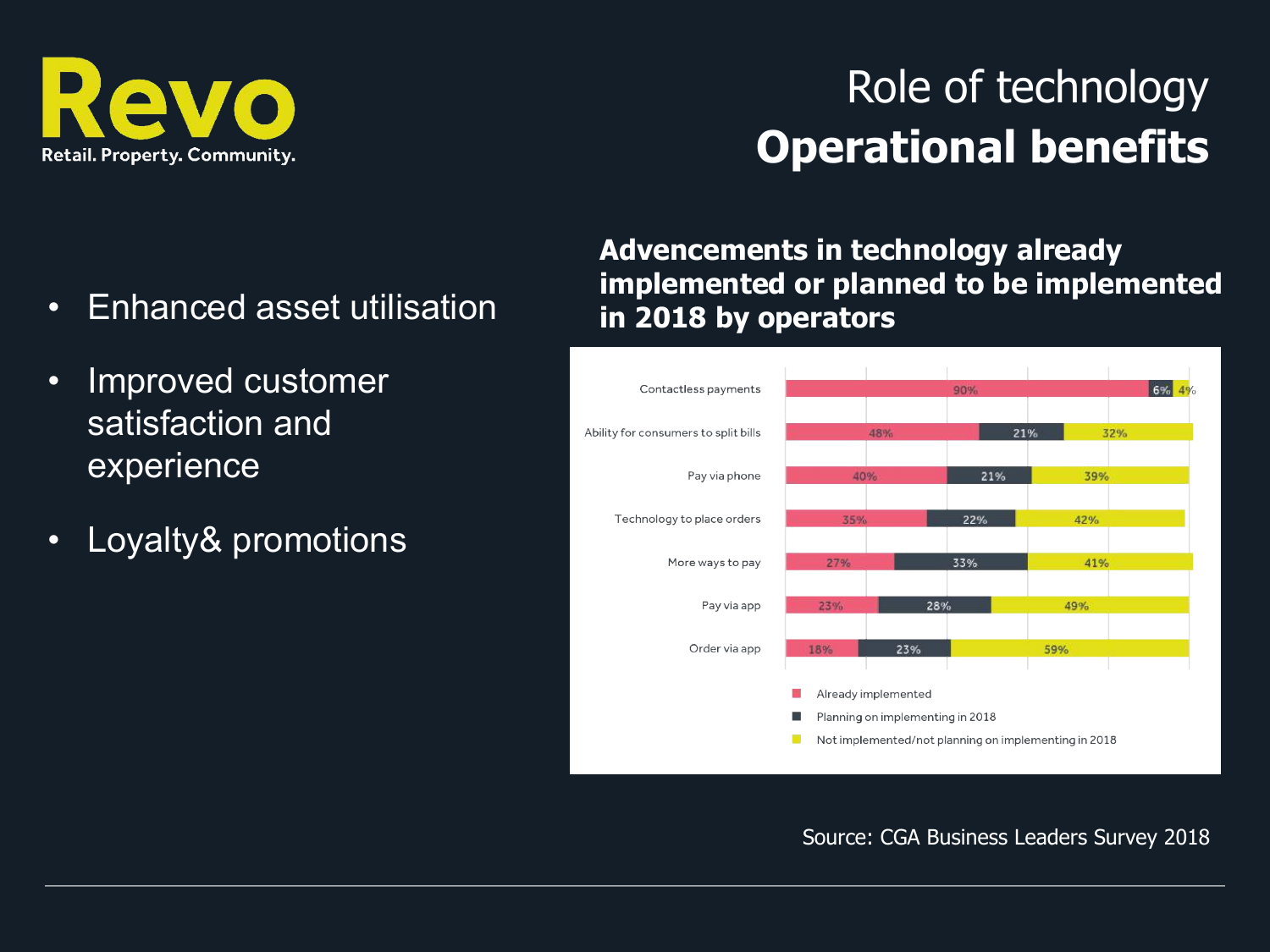# Role of technology
## Operational benefits

- Enhanced asset utilisation
- Improved customer satisfaction and experience
- Loyalty& promotions

**Advencements in technology already implemented or planned to be implemented in 2018 by operators**

| | Already implemented | Planning on implementing in 2018 | Not implemented/not planning on implementing in 2018 |
|---|---|---|---|
| Contactless payments | 90% | 6% | 4% |
| Ability for consumers to split bills | 48% | 21% | 32% |
| Pay via phone | 40% | 21% | 39% |
| Technology to place orders | 35% | 22% | 42% |
| More ways to pay | 27% | 33% | 41% |
| Pay via app | 23% | 28% | 49% |
| Order via app | 18% | 23% | 59% |

Source: CGA Business Leaders Survey 2018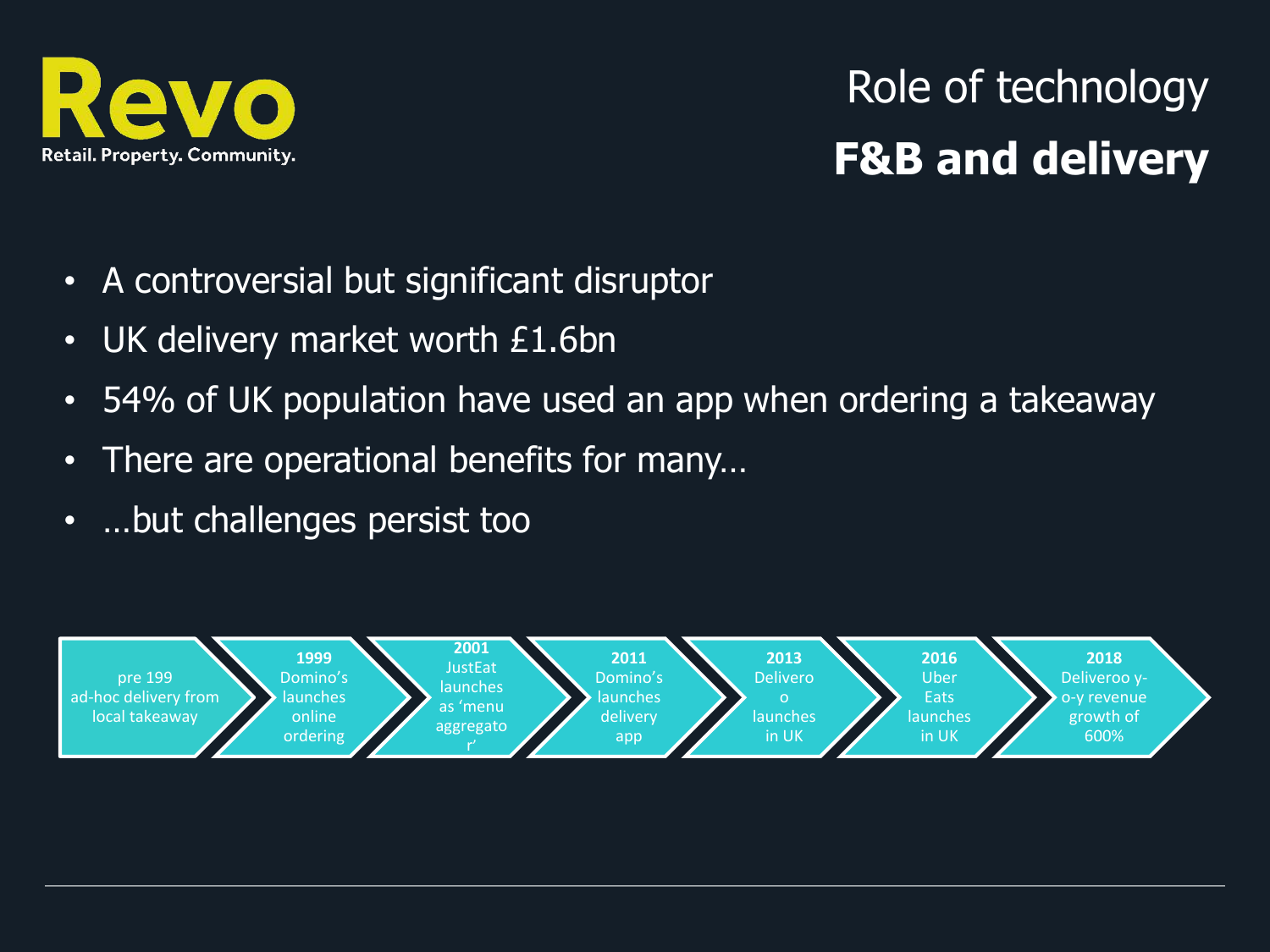Revo

Retail. Property. Community.

# Role of technology
## **F&B and delivery**

- A controversial but significant disruptor
- UK delivery market worth £1.6bn
- 54% of UK population have used an app when ordering a takeaway
- There are operational benefits for many…
- …but challenges persist too

pre 199 ad-hoc delivery from local takeaway → **1999** Domino's launches online ordering → **2001** JustEat launches as 'menu aggregator' → **2011** Domino's launches delivery app → **2013** Deliveroo launches in UK → **2016** Uber Eats launches in UK → **2018** Deliveroo y-o-y revenue growth of 600%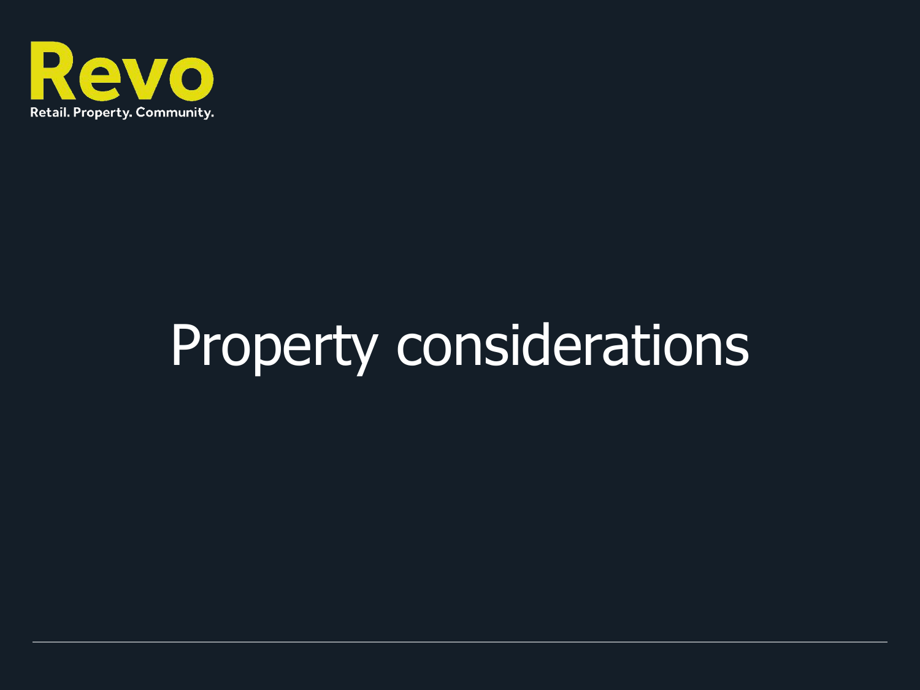Revo

Retail. Property. Community.

# Property considerations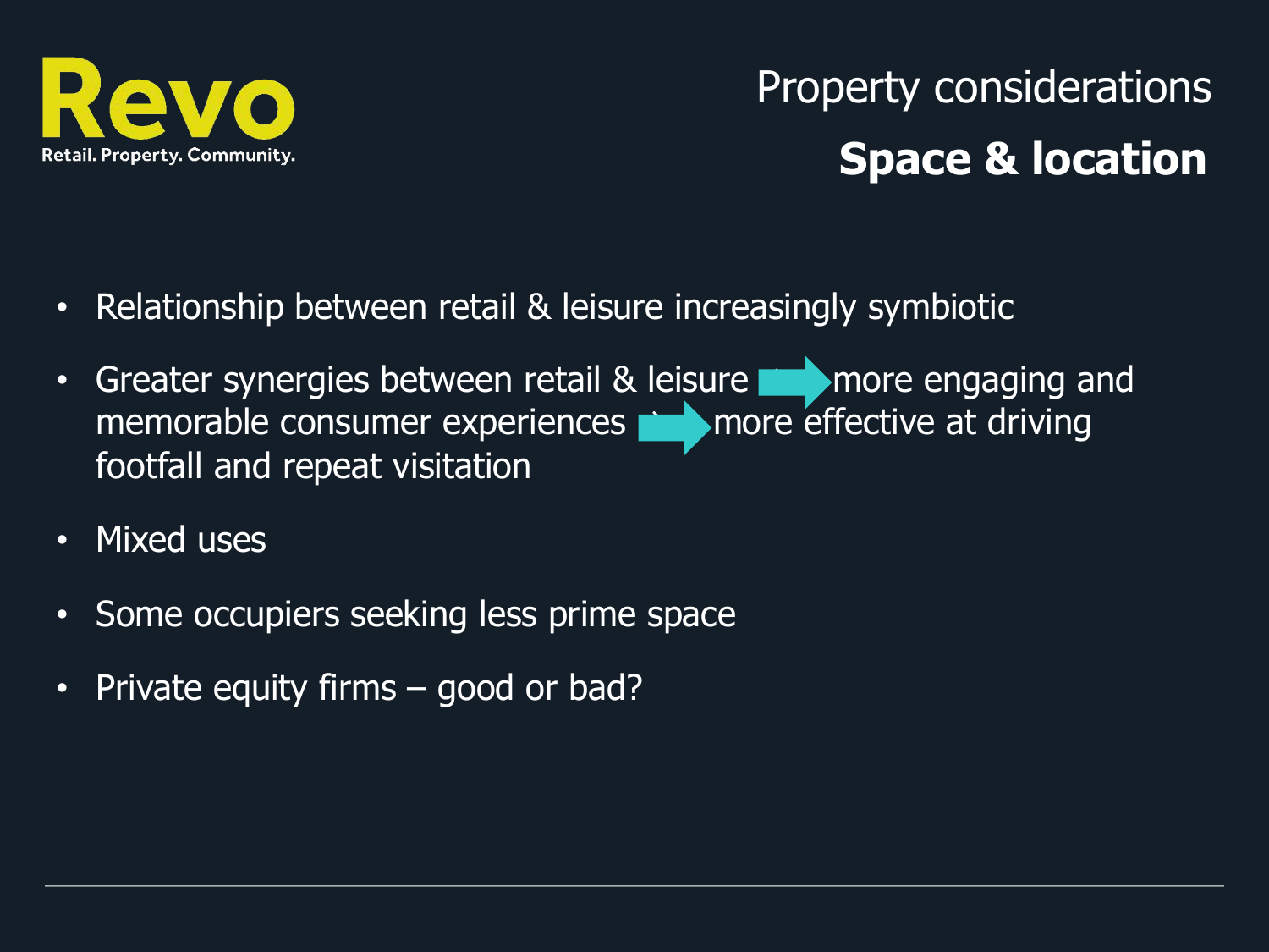Revo

Retail. Property. Community.

# Property considerations
## Space & location

- Relationship between retail & leisure increasingly symbiotic
- Greater synergies between retail & leisure → more engaging and memorable consumer experiences → more effective at driving footfall and repeat visitation
- Mixed uses
- Some occupiers seeking less prime space
- Private equity firms – good or bad?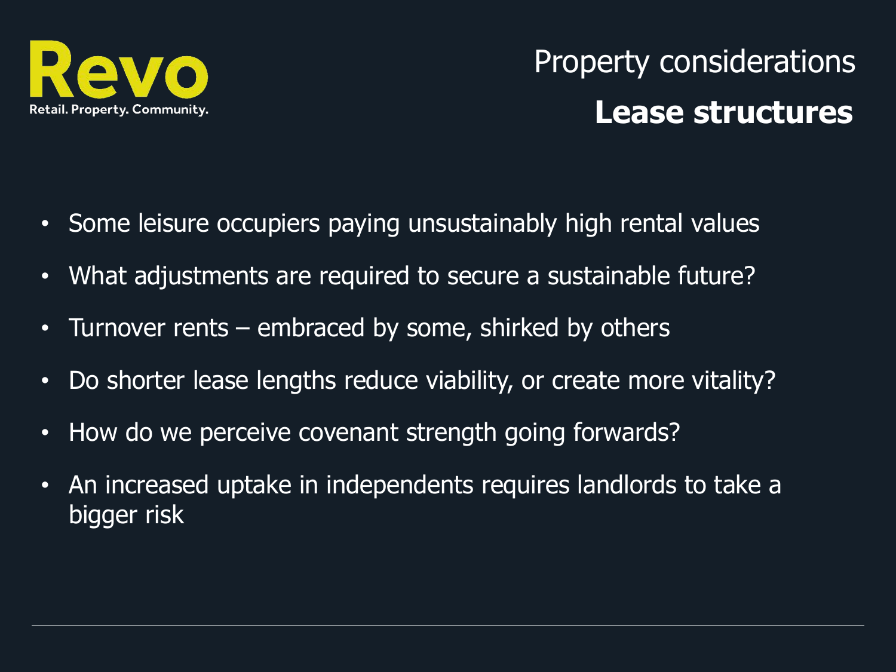Revo

Retail. Property. Community.

Property considerations

## Lease structures

- Some leisure occupiers paying unsustainably high rental values
- What adjustments are required to secure a sustainable future?
- Turnover rents – embraced by some, shirked by others
- Do shorter lease lengths reduce viability, or create more vitality?
- How do we perceive covenant strength going forwards?
- An increased uptake in independents requires landlords to take a bigger risk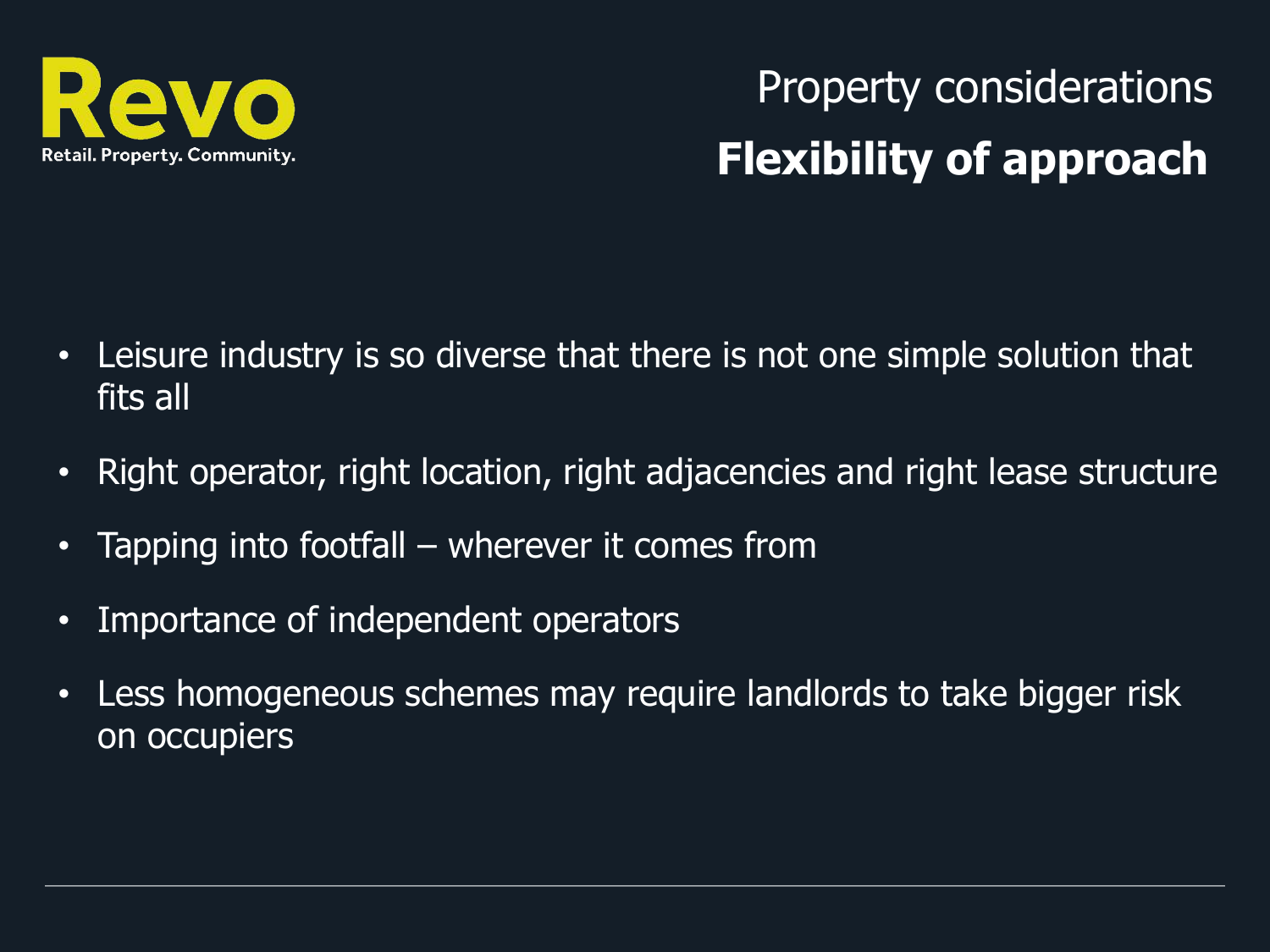Revo

Retail. Property. Community.

Property considerations

# Flexibility of approach

- Leisure industry is so diverse that there is not one simple solution that fits all
- Right operator, right location, right adjacencies and right lease structure
- Tapping into footfall – wherever it comes from
- Importance of independent operators
- Less homogeneous schemes may require landlords to take bigger risk on occupiers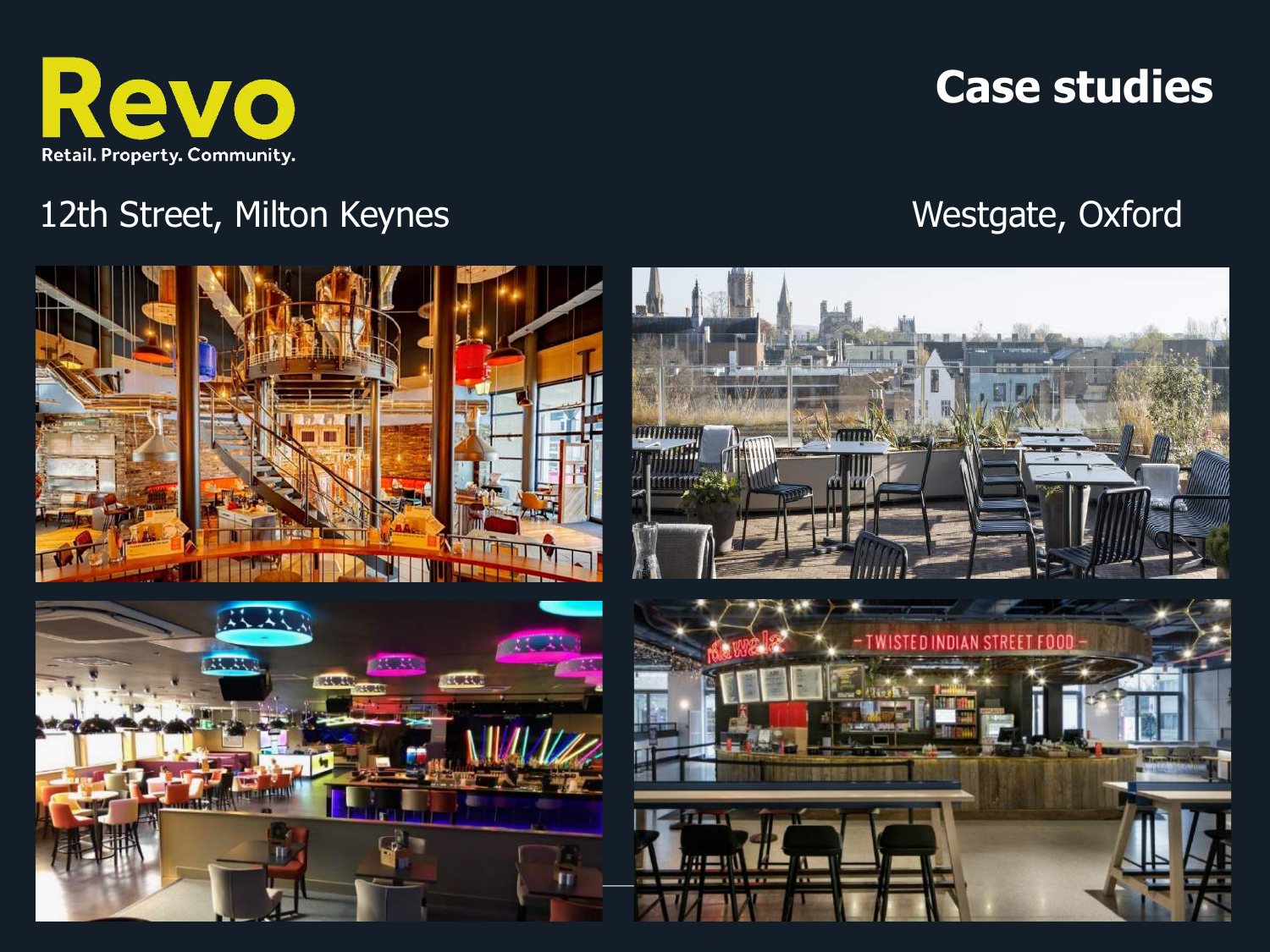Revo

Retail. Property. Community.

# Case studies

12th Street, Milton Keynes

Westgate, Oxford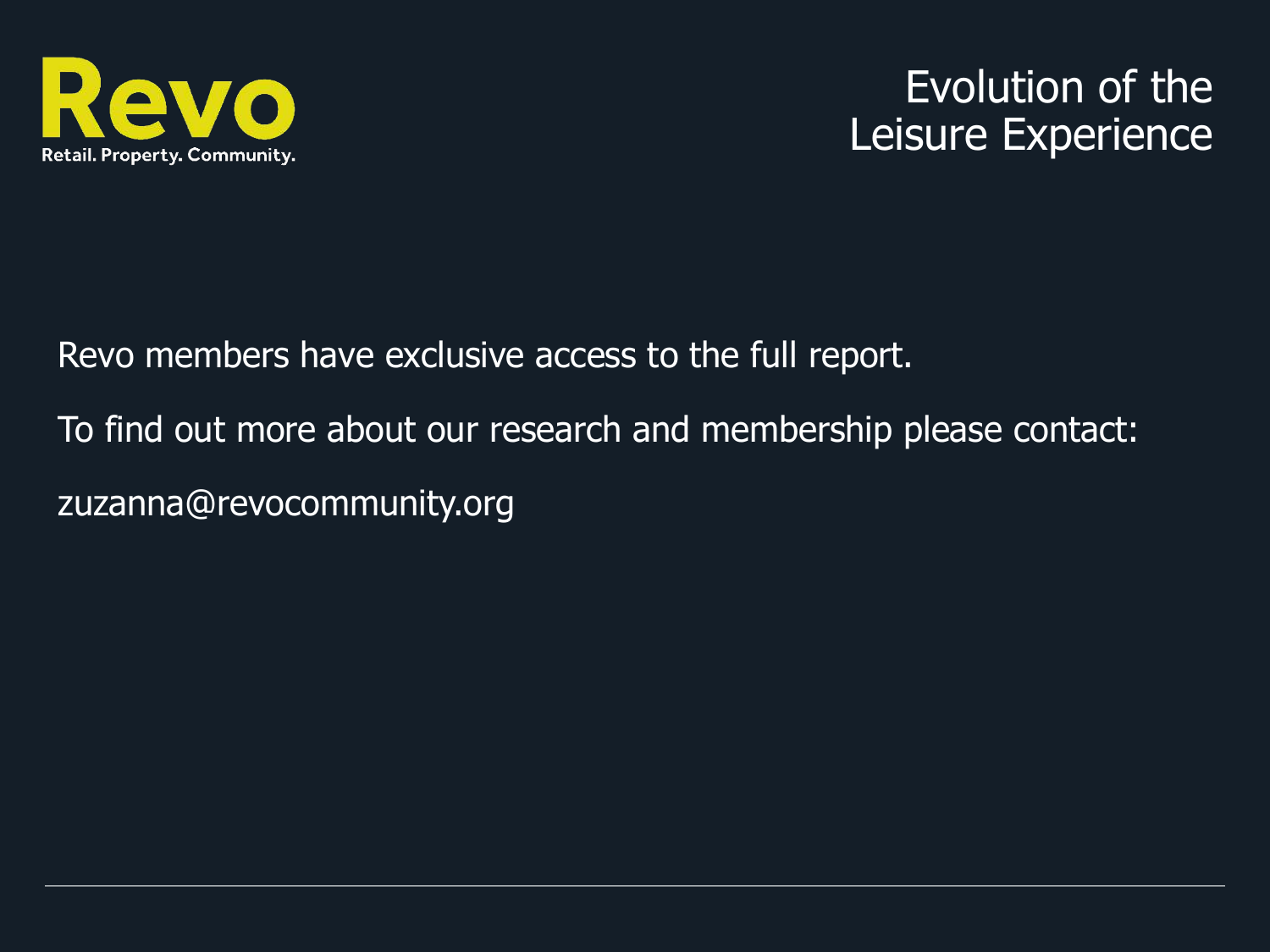Revo
Retail. Property. Community.

# Evolution of the Leisure Experience

Revo members have exclusive access to the full report.

To find out more about our research and membership please contact:

zuzanna@revocommunity.org